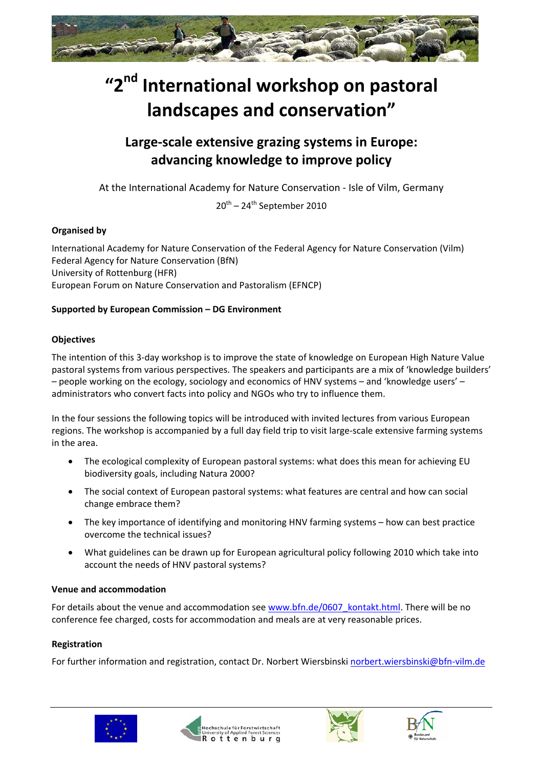# "2nd International workshop on pastoral landscapes and conservation"

## Large-scale extensive grazing systems in Europe: advancing knowledge to improve policy

At the International Academy for Nature Conservation - Isle of Vilm, Germany

20th – 24th September 2010

**Organised by**

International Academy for Nature Conservation of the Federal Agency for Nature Conservation (Vilm)
Federal Agency for Nature Conservation (BfN)
University of Rottenburg (HFR)
European Forum on Nature Conservation and Pastoralism (EFNCP)

**Supported by European Commission – DG Environment**

**Objectives**

The intention of this 3-day workshop is to improve the state of knowledge on European High Nature Value pastoral systems from various perspectives. The speakers and participants are a mix of 'knowledge builders' – people working on the ecology, sociology and economics of HNV systems – and 'knowledge users' – administrators who convert facts into policy and NGOs who try to influence them.

In the four sessions the following topics will be introduced with invited lectures from various European regions. The workshop is accompanied by a full day field trip to visit large-scale extensive farming systems in the area.

- The ecological complexity of European pastoral systems: what does this mean for achieving EU biodiversity goals, including Natura 2000?
- The social context of European pastoral systems: what features are central and how can social change embrace them?
- The key importance of identifying and monitoring HNV farming systems – how can best practice overcome the technical issues?
- What guidelines can be drawn up for European agricultural policy following 2010 which take into account the needs of HNV pastoral systems?

**Venue and accommodation**

For details about the venue and accommodation see www.bfn.de/0607_kontakt.html. There will be no conference fee charged, costs for accommodation and meals are at very reasonable prices.

**Registration**

For further information and registration, contact Dr. Norbert Wiersbinski norbert.wiersbinski@bfn-vilm.de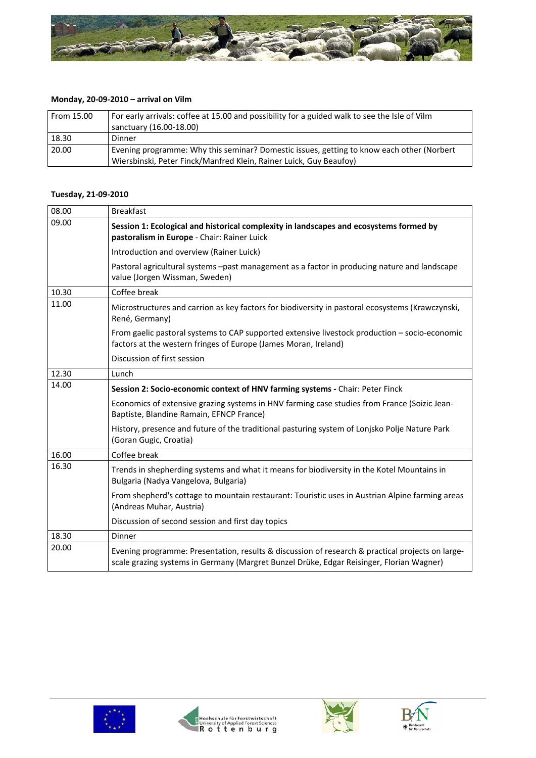**Monday, 20-09-2010 – arrival on Vilm**

| | |
|---|---|
| From 15.00 | For early arrivals: coffee at 15.00 and possibility for a guided walk to see the Isle of Vilm sanctuary (16.00-18.00) |
| 18.30 | Dinner |
| 20.00 | Evening programme: Why this seminar? Domestic issues, getting to know each other (Norbert Wiersbinski, Peter Finck/Manfred Klein, Rainer Luick, Guy Beaufoy) |

**Tuesday, 21-09-2010**

| | |
|---|---|
| 08.00 | Breakfast |
| 09.00 | **Session 1: Ecological and historical complexity in landscapes and ecosystems formed by pastoralism in Europe** - Chair: Rainer Luick<br><br>Introduction and overview (Rainer Luick)<br><br>Pastoral agricultural systems –past management as a factor in producing nature and landscape value (Jorgen Wissman, Sweden) |
| 10.30 | Coffee break |
| 11.00 | Microstructures and carrion as key factors for biodiversity in pastoral ecosystems (Krawczynski, René, Germany)<br><br>From gaelic pastoral systems to CAP supported extensive livestock production – socio-economic factors at the western fringes of Europe (James Moran, Ireland)<br><br>Discussion of first session |
| 12.30 | Lunch |
| 14.00 | **Session 2: Socio-economic context of HNV farming systems -** Chair: Peter Finck<br><br>Economics of extensive grazing systems in HNV farming case studies from France (Soizic Jean-Baptiste, Blandine Ramain, EFNCP France)<br><br>History, presence and future of the traditional pasturing system of Lonjsko Polje Nature Park (Goran Gugic, Croatia) |
| 16.00 | Coffee break |
| 16.30 | Trends in shepherding systems and what it means for biodiversity in the Kotel Mountains in Bulgaria (Nadya Vangelova, Bulgaria)<br><br>From shepherd's cottage to mountain restaurant: Touristic uses in Austrian Alpine farming areas (Andreas Muhar, Austria)<br><br>Discussion of second session and first day topics |
| 18.30 | Dinner |
| 20.00 | Evening programme: Presentation, results & discussion of research & practical projects on large-scale grazing systems in Germany (Margret Bunzel Drüke, Edgar Reisinger, Florian Wagner) |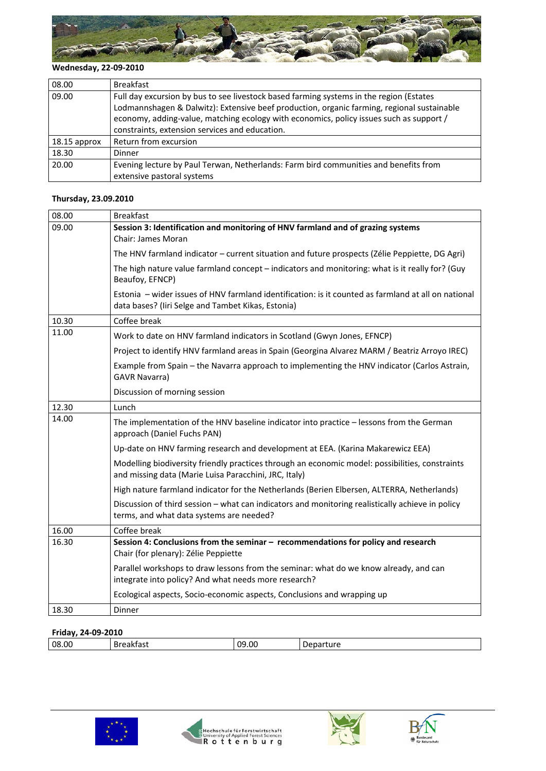**Wednesday, 22-09-2010**

| | |
|---|---|
| 08.00 | Breakfast |
| 09.00 | Full day excursion by bus to see livestock based farming systems in the region (Estates Lodmannshagen & Dalwitz): Extensive beef production, organic farming, regional sustainable economy, adding-value, matching ecology with economics, policy issues such as support / constraints, extension services and education. |
| 18.15 approx | Return from excursion |
| 18.30 | Dinner |
| 20.00 | Evening lecture by Paul Terwan, Netherlands: Farm bird communities and benefits from extensive pastoral systems |

**Thursday, 23.09.2010**

| | |
|---|---|
| 08.00 | Breakfast |
| 09.00 | **Session 3: Identification and monitoring of HNV farmland and of grazing systems**<br>Chair: James Moran<br>The HNV farmland indicator – current situation and future prospects (Zélie Peppiette, DG Agri)<br>The high nature value farmland concept – indicators and monitoring: what is it really for? (Guy Beaufoy, EFNCP)<br>Estonia – wider issues of HNV farmland identification: is it counted as farmland at all on national data bases? (Iiri Selge and Tambet Kikas, Estonia) |
| 10.30 | Coffee break |
| 11.00 | Work to date on HNV farmland indicators in Scotland (Gwyn Jones, EFNCP)<br>Project to identify HNV farmland areas in Spain (Georgina Alvarez MARM / Beatriz Arroyo IREC)<br>Example from Spain – the Navarra approach to implementing the HNV indicator (Carlos Astrain, GAVR Navarra)<br>Discussion of morning session |
| 12.30 | Lunch |
| 14.00 | The implementation of the HNV baseline indicator into practice – lessons from the German approach (Daniel Fuchs PAN)<br>Up-date on HNV farming research and development at EEA. (Karina Makarewicz EEA)<br>Modelling biodiversity friendly practices through an economic model: possibilities, constraints and missing data (Marie Luisa Paracchini, JRC, Italy)<br>High nature farmland indicator for the Netherlands (Berien Elbersen, ALTERRA, Netherlands)<br>Discussion of third session – what can indicators and monitoring realistically achieve in policy terms, and what data systems are needed? |
| 16.00 | Coffee break |
| 16.30 | **Session 4: Conclusions from the seminar – recommendations for policy and research**<br>Chair (for plenary): Zélie Peppiette<br>Parallel workshops to draw lessons from the seminar: what do we know already, and can integrate into policy? And what needs more research?<br>Ecological aspects, Socio-economic aspects, Conclusions and wrapping up |
| 18.30 | Dinner |

**Friday, 24-09-2010**

| | | | |
|---|---|---|---|
| 08.00 | Breakfast | 09.00 | Departure |